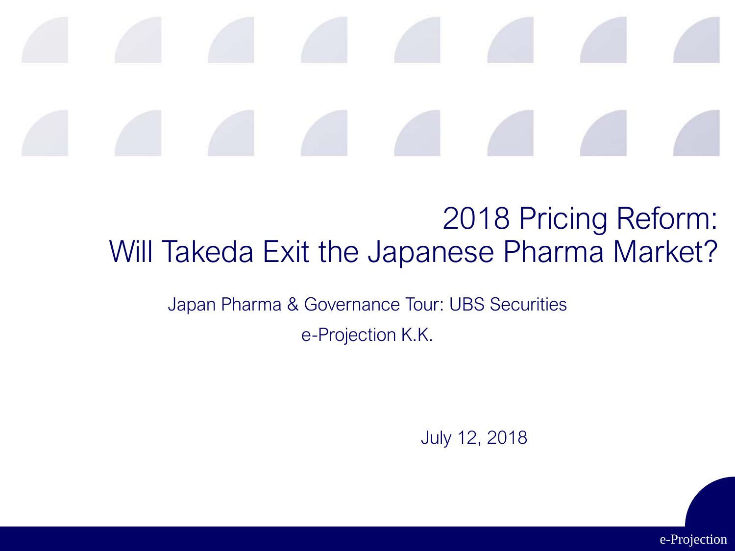# 2018 Pricing Reform: Will Takeda Exit the Japanese Pharma Market?

Japan Pharma & Governance Tour: UBS Securities

e-Projection K.K.

July 12, 2018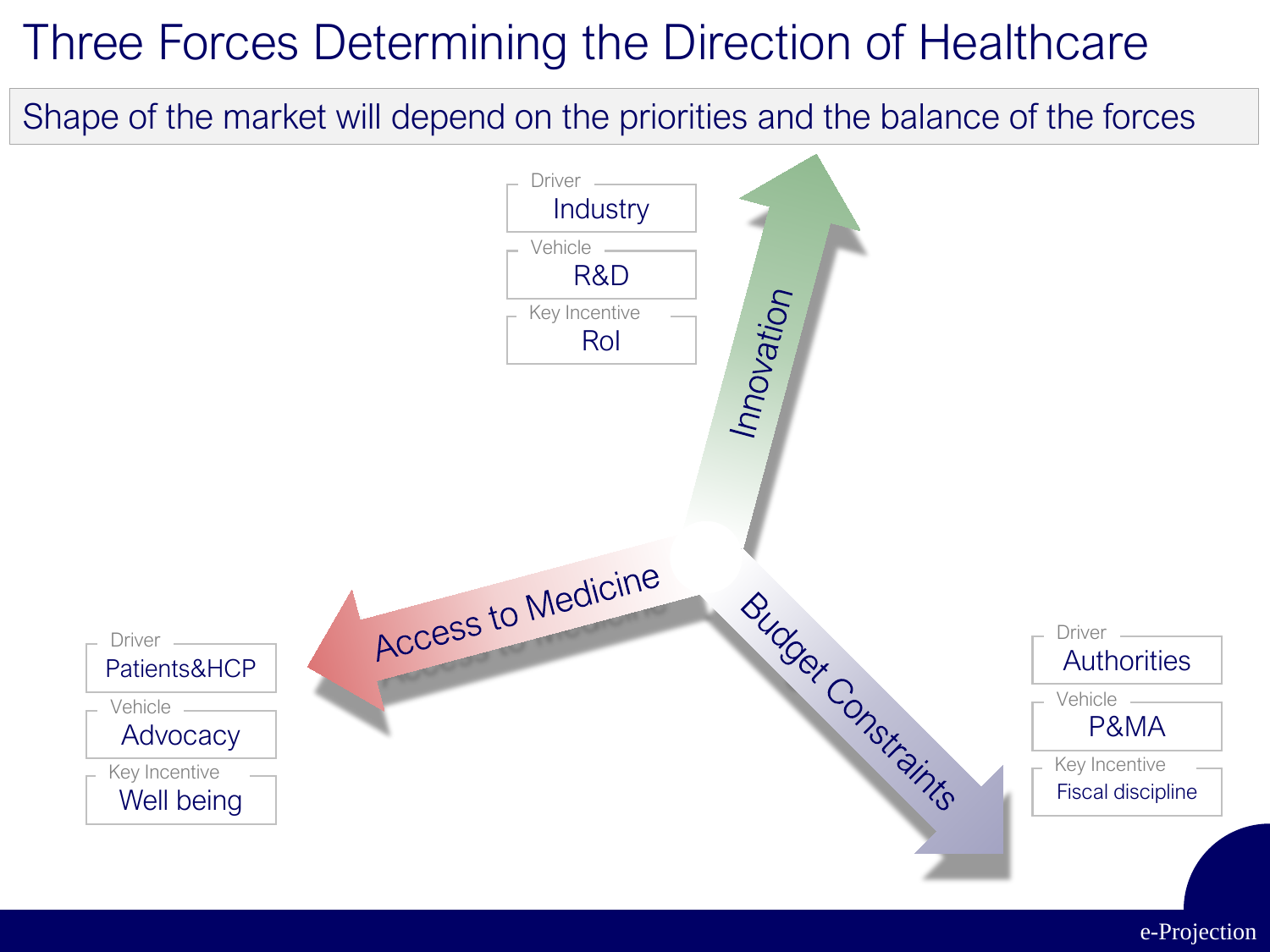# Three Forces Determining the Direction of Healthcare

Shape of the market will depend on the priorities and the balance of the forces

**Innovation**

| Driver | Vehicle | Key Incentive |
| --- | --- | --- |
| Industry | R&D | RoI |

**Access to Medicine**

| Driver | Vehicle | Key Incentive |
| --- | --- | --- |
| Patients&HCP | Advocacy | Well being |

**Budget Constraints**

| Driver | Vehicle | Key Incentive |
| --- | --- | --- |
| Authorities | P&MA | Fiscal discipline |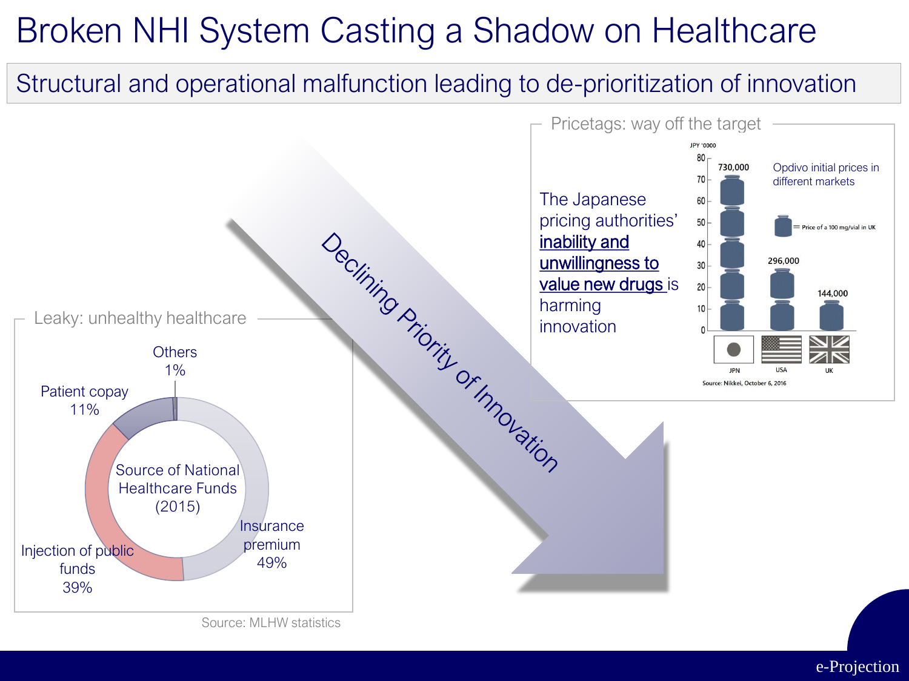# Broken NHI System Casting a Shadow on Healthcare

## Structural and operational malfunction leading to de-prioritization of innovation

Declining Priority of Innovation

### Leaky: unhealthy healthcare

Source of National Healthcare Funds (2015)

| Source | Share |
| --- | --- |
| Insurance premium | 49% |
| Injection of public funds | 39% |
| Patient copay | 11% |
| Others | 1% |

Source: MLHW statistics

### Pricetags: way off the target

The Japanese pricing authorities' <u>inability and unwillingness to value new drugs</u> is harming innovation

Opdivo initial prices in different markets

JPY '0000

| Market | Price |
| --- | --- |
| JPN | 730,000 |
| USA | 296,000 |
| UK | 144,000 |

= Price of a 100 mg/vial in UK

Source: Nikkei, October 6, 2016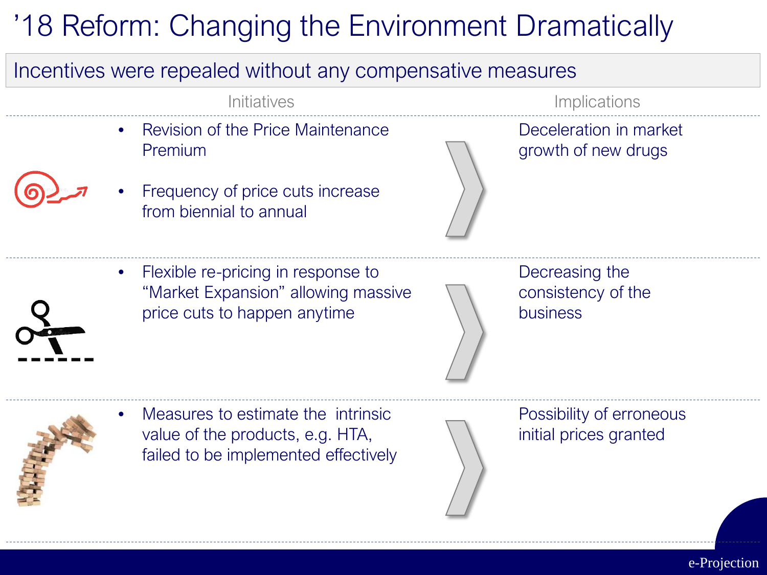# ’18 Reform: Changing the Environment Dramatically

## Incentives were repealed without any compensative measures

| Initiatives | Implications |
| --- | --- |
| • Revision of the Price Maintenance Premium<br>• Frequency of price cuts increase from biennial to annual | Deceleration in market growth of new drugs |
| • Flexible re-pricing in response to “Market Expansion” allowing massive price cuts to happen anytime | Decreasing the consistency of the business |
| • Measures to estimate the intrinsic value of the products, e.g. HTA, failed to be implemented effectively | Possibility of erroneous initial prices granted |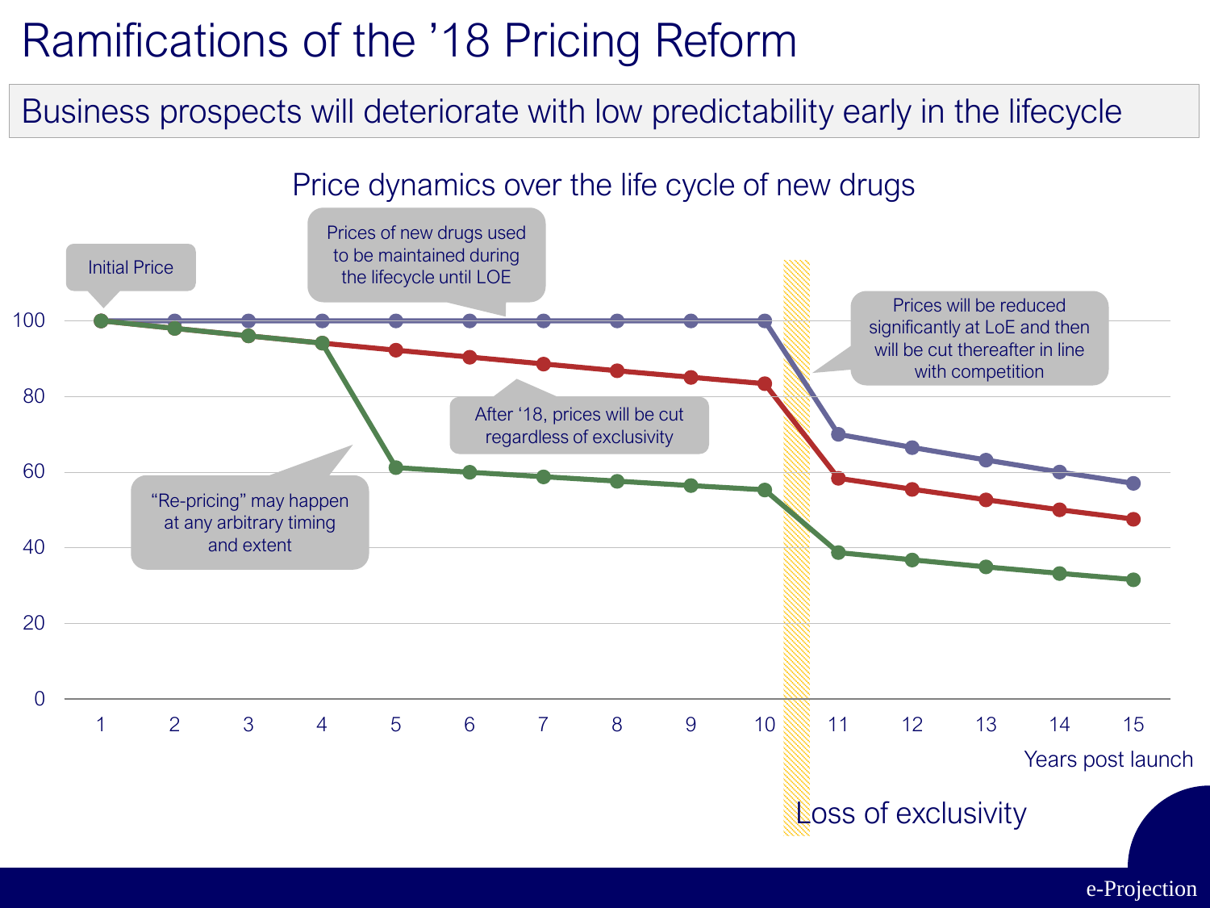# Ramifications of the '18 Pricing Reform

Business prospects will deteriorate with low predictability early in the lifecycle

Price dynamics over the life cycle of new drugs

Initial Price

Prices of new drugs used to be maintained during the lifecycle until LOE

Prices will be reduced significantly at LoE and then will be cut thereafter in line with competition

After '18, prices will be cut regardless of exclusivity

"Re-pricing" may happen at any arbitrary timing and extent

Loss of exclusivity

Years post launch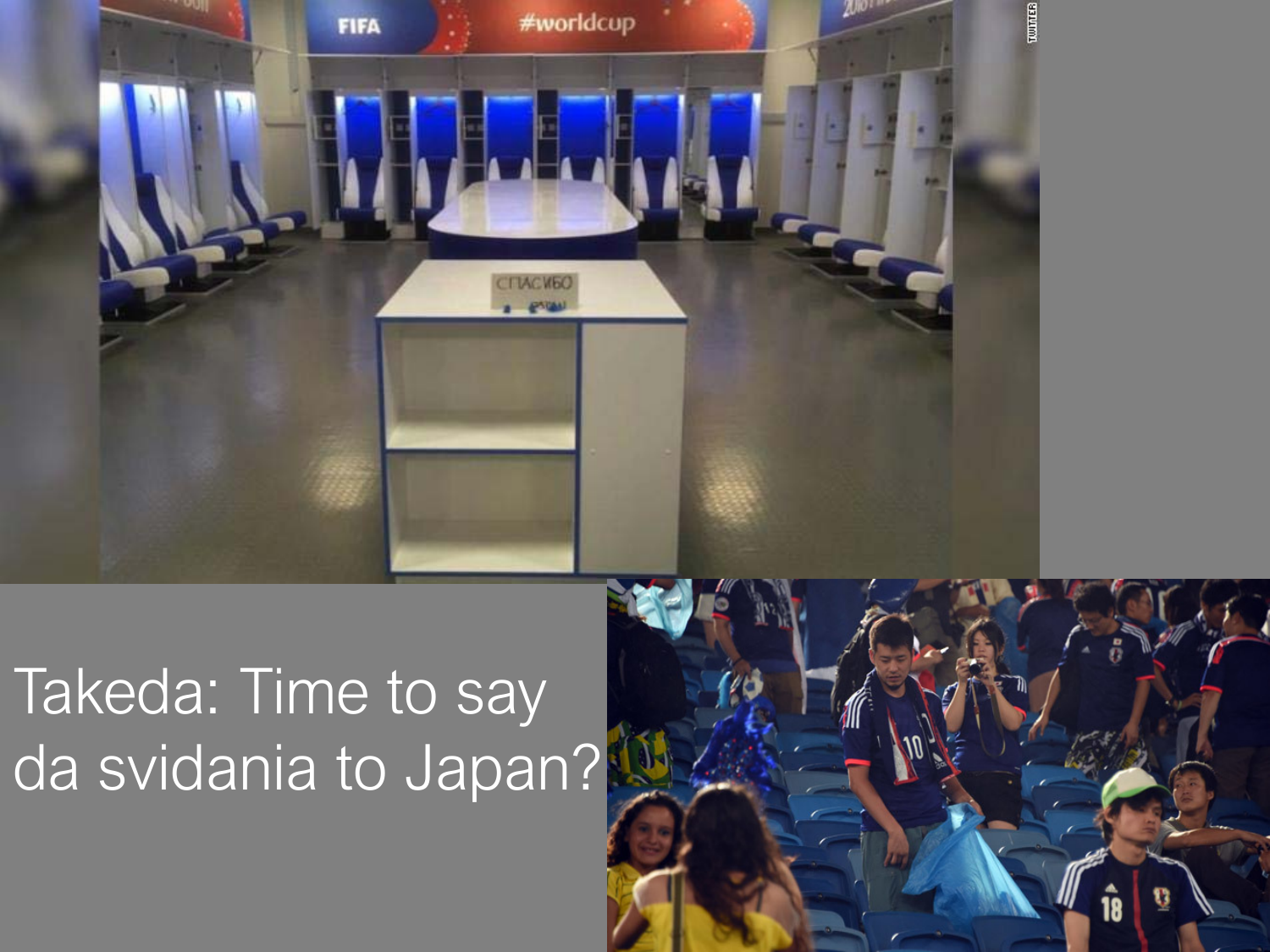Takeda: Time to say da svidania to Japan?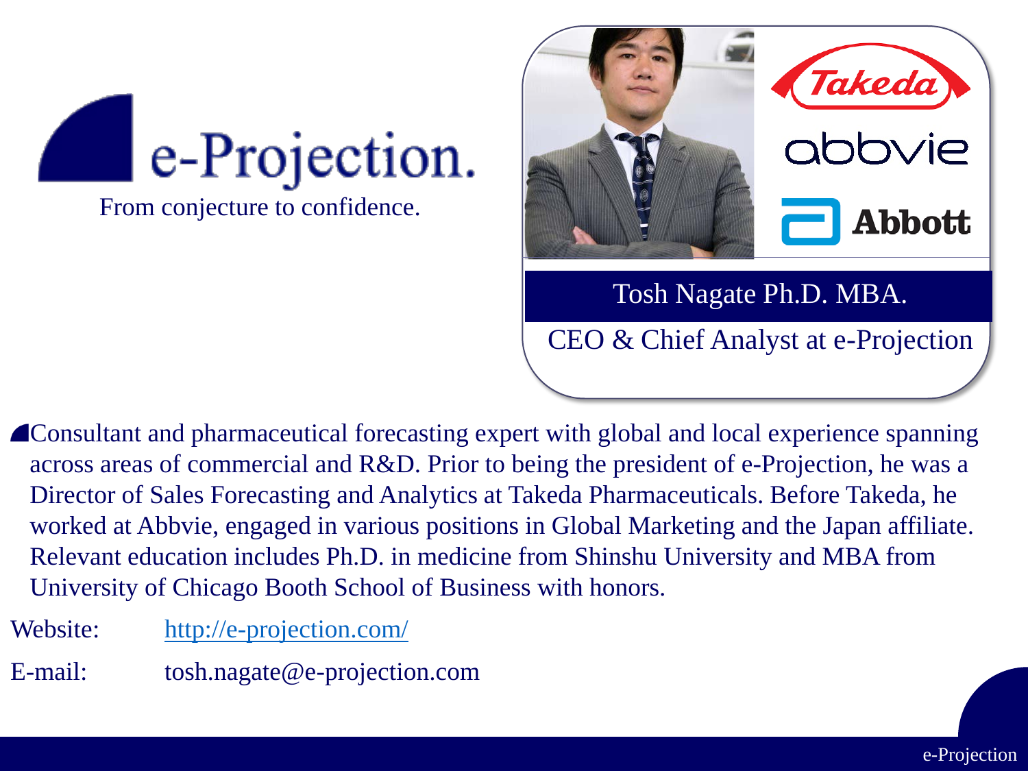e-Projection.

From conjecture to confidence.

Takeda

abbvie

Abbott

**Tosh Nagate Ph.D. MBA.**

CEO & Chief Analyst at e-Projection

- Consultant and pharmaceutical forecasting expert with global and local experience spanning across areas of commercial and R&D. Prior to being the president of e-Projection, he was a Director of Sales Forecasting and Analytics at Takeda Pharmaceuticals. Before Takeda, he worked at Abbvie, engaged in various positions in Global Marketing and the Japan affiliate. Relevant education includes Ph.D. in medicine from Shinshu University and MBA from University of Chicago Booth School of Business with honors.

Website: http://e-projection.com/

E-mail: tosh.nagate@e-projection.com